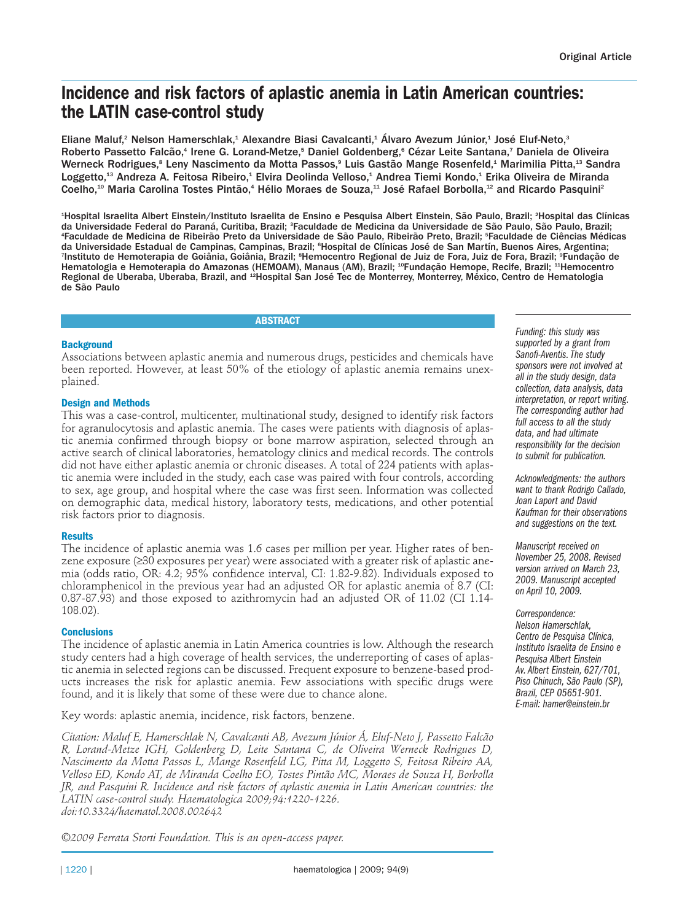Original Article

# Incidence and risk factors of aplastic anemia in Latin American countries: the LATIN case-control study

Eliane Maluf,[2] Nelson Hamerschlak,[1] Alexandre Biasi Cavalcanti,[1] Álvaro Avezum Júnior,[1] José Eluf-Neto,[3] Roberto Passetto Falcão,[4] Irene G. Lorand-Metze,[5] Daniel Goldenberg,[6] Cézar Leite Santana,[7] Daniela de Oliveira Werneck Rodrigues,[8] Leny Nascimento da Motta Passos,[9] Luis Gastão Mange Rosenfeld,[1] Marimilia Pitta,[13] Sandra Loggetto,[13] Andreza A. Feitosa Ribeiro,[1] Elvira Deolinda Velloso,[1] Andrea Tiemi Kondo,[1] Erika Oliveira de Miranda Coelho,[10] Maria Carolina Tostes Pintão,[4] Hélio Moraes de Souza,[11] José Rafael Borbolla,[12] and Ricardo Pasquini[2]

[1]Hospital Israelita Albert Einstein/Instituto Israelita de Ensino e Pesquisa Albert Einstein, São Paulo, Brazil; [2]Hospital das Clínicas da Universidade Federal do Paraná, Curitiba, Brazil; [3]Faculdade de Medicina da Universidade de São Paulo, São Paulo, Brazil; [4]Faculdade de Medicina de Ribeirão Preto da Universidade de São Paulo, Ribeirão Preto, Brazil; [5]Faculdade de Ciências Médicas da Universidade Estadual de Campinas, Campinas, Brazil; [6]Hospital de Clínicas José de San Martín, Buenos Aires, Argentina; [7]Instituto de Hemoterapia de Goiânia, Goiânia, Brazil; [8]Hemocentro Regional de Juiz de Fora, Juiz de Fora, Brazil; [9]Fundação de Hematologia e Hemoterapia do Amazonas (HEMOAM), Manaus (AM), Brazil; [10]Fundação Hemope, Recife, Brazil; [11]Hemocentro Regional de Uberaba, Uberaba, Brazil, and [12]Hospital San José Tec de Monterrey, Monterrey, México, Centro de Hematologia de São Paulo

## ABSTRACT

### Background

Associations between aplastic anemia and numerous drugs, pesticides and chemicals have been reported. However, at least 50% of the etiology of aplastic anemia remains unexplained.

### Design and Methods

This was a case-control, multicenter, multinational study, designed to identify risk factors for agranulocytosis and aplastic anemia. The cases were patients with diagnosis of aplastic anemia confirmed through biopsy or bone marrow aspiration, selected through an active search of clinical laboratories, hematology clinics and medical records. The controls did not have either aplastic anemia or chronic diseases. A total of 224 patients with aplastic anemia were included in the study, each case was paired with four controls, according to sex, age group, and hospital where the case was first seen. Information was collected on demographic data, medical history, laboratory tests, medications, and other potential risk factors prior to diagnosis.

### Results

The incidence of aplastic anemia was 1.6 cases per million per year. Higher rates of benzene exposure (≥30 exposures per year) were associated with a greater risk of aplastic anemia (odds ratio, OR: 4.2; 95% confidence interval, CI: 1.82-9.82). Individuals exposed to chloramphenicol in the previous year had an adjusted OR for aplastic anemia of 8.7 (CI: 0.87-87.93) and those exposed to azithromycin had an adjusted OR of 11.02 (CI 1.14-108.02).

### Conclusions

The incidence of aplastic anemia in Latin America countries is low. Although the research study centers had a high coverage of health services, the underreporting of cases of aplastic anemia in selected regions can be discussed. Frequent exposure to benzene-based products increases the risk for aplastic anemia. Few associations with specific drugs were found, and it is likely that some of these were due to chance alone.

Key words: aplastic anemia, incidence, risk factors, benzene.

*Citation: Maluf E, Hamerschlak N, Cavalcanti AB, Avezum Júnior Á, Eluf-Neto J, Passetto Falcão R, Lorand-Metze IGH, Goldenberg D, Leite Santana C, de Oliveira Werneck Rodrigues D, Nascimento da Motta Passos L, Mange Rosenfeld LG, Pitta M, Loggetto S, Feitosa Ribeiro AA, Velloso ED, Kondo AT, de Miranda Coelho EO, Tostes Pintão MC, Moraes de Souza H, Borbolla JR, and Pasquini R. Incidence and risk factors of aplastic anemia in Latin American countries: the LATIN case-control study. Haematologica 2009;94:1220-1226. doi:10.3324/haematol.2008.002642*

*©2009 Ferrata Storti Foundation. This is an open-access paper.*

*Funding: this study was supported by a grant from Sanofi-Aventis. The study sponsors were not involved at all in the study design, data collection, data analysis, data interpretation, or report writing. The corresponding author had full access to all the study data, and had ultimate responsibility for the decision to submit for publication.*

*Acknowledgments: the authors want to thank Rodrigo Callado, Joan Laport and David Kaufman for their observations and suggestions on the text.*

*Manuscript received on November 25, 2008. Revised version arrived on March 23, 2009. Manuscript accepted on April 10, 2009.*

*Correspondence: Nelson Hamerschlak, Centro de Pesquisa Clínica, Instituto Israelita de Ensino e Pesquisa Albert Einstein Av. Albert Einstein, 627/701, Piso Chinuch, São Paulo (SP), Brazil, CEP 05651-901. E-mail: hamer@einstein.br*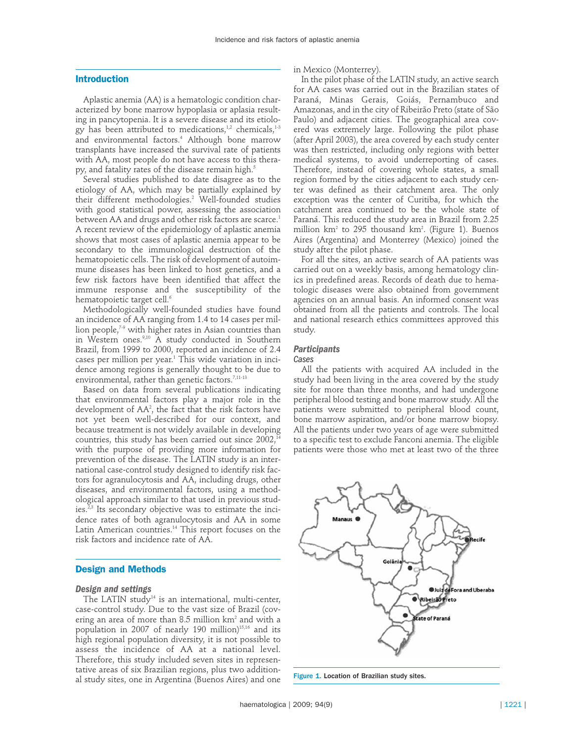## Introduction

Aplastic anemia (AA) is a hematologic condition characterized by bone marrow hypoplasia or aplasia resulting in pancytopenia. It is a severe disease and its etiology has been attributed to medications,[1,2] chemicals,[1-3] and environmental factors.[4] Although bone marrow transplants have increased the survival rate of patients with AA, most people do not have access to this therapy, and fatality rates of the disease remain high.[5]

Several studies published to date disagree as to the etiology of AA, which may be partially explained by their different methodologies.[2] Well-founded studies with good statistical power, assessing the association between AA and drugs and other risk factors are scarce.[1] A recent review of the epidemiology of aplastic anemia shows that most cases of aplastic anemia appear to be secondary to the immunological destruction of the hematopoietic cells. The risk of development of autoimmune diseases has been linked to host genetics, and a few risk factors have been identified that affect the immune response and the susceptibility of the hematopoietic target cell.[6]

Methodologically well-founded studies have found an incidence of AA ranging from 1.4 to 14 cases per million people,[7-9] with higher rates in Asian countries than in Western ones.[9,10] A study conducted in Southern Brazil, from 1999 to 2000, reported an incidence of 2.4 cases per million per year.[1] This wide variation in incidence among regions is generally thought to be due to environmental, rather than genetic factors.[7,11-13]

Based on data from several publications indicating that environmental factors play a major role in the development of AA[2], the fact that the risk factors have not yet been well-described for our context, and because treatment is not widely available in developing countries, this study has been carried out since 2002,[14] with the purpose of providing more information for prevention of the disease. The LATIN study is an international case-control study designed to identify risk factors for agranulocytosis and AA, including drugs, other diseases, and environmental factors, using a methodological approach similar to that used in previous studies.[2,3] Its secondary objective was to estimate the incidence rates of both agranulocytosis and AA in some Latin American countries.[14] This report focuses on the risk factors and incidence rate of AA.

## Design and Methods

### *Design and settings*

The LATIN study[14] is an international, multi-center, case-control study. Due to the vast size of Brazil (covering an area of more than 8.5 million km$^2$ and with a population in 2007 of nearly 190 million)[15,16] and its high regional population diversity, it is not possible to assess the incidence of AA at a national level. Therefore, this study included seven sites in representative areas of six Brazilian regions, plus two additional study sites, one in Argentina (Buenos Aires) and one in Mexico (Monterrey).

In the pilot phase of the LATIN study, an active search for AA cases was carried out in the Brazilian states of Paraná, Minas Gerais, Goiás, Pernambuco and Amazonas, and in the city of Ribeirão Preto (state of São Paulo) and adjacent cities. The geographical area covered was extremely large. Following the pilot phase (after April 2003), the area covered by each study center was then restricted, including only regions with better medical systems, to avoid underreporting of cases. Therefore, instead of covering whole states, a small region formed by the cities adjacent to each study center was defined as their catchment area. The only exception was the center of Curitiba, for which the catchment area continued to be the whole state of Paraná. This reduced the study area in Brazil from 2.25 million km$^2$ to 295 thousand km$^2$. (Figure 1). Buenos Aires (Argentina) and Monterrey (Mexico) joined the study after the pilot phase.

For all the sites, an active search of AA patients was carried out on a weekly basis, among hematology clinics in predefined areas. Records of death due to hematologic diseases were also obtained from government agencies on an annual basis. An informed consent was obtained from all the patients and controls. The local and national research ethics committees approved this study.

### *Participants*

*Cases*

All the patients with acquired AA included in the study had been living in the area covered by the study site for more than three months, and had undergone peripheral blood testing and bone marrow study. All the patients were submitted to peripheral blood count, bone marrow aspiration, and/or bone marrow biopsy. All the patients under two years of age were submitted to a specific test to exclude Fanconi anemia. The eligible patients were those who met at least two of the three

Figure 1. Location of Brazilian study sites.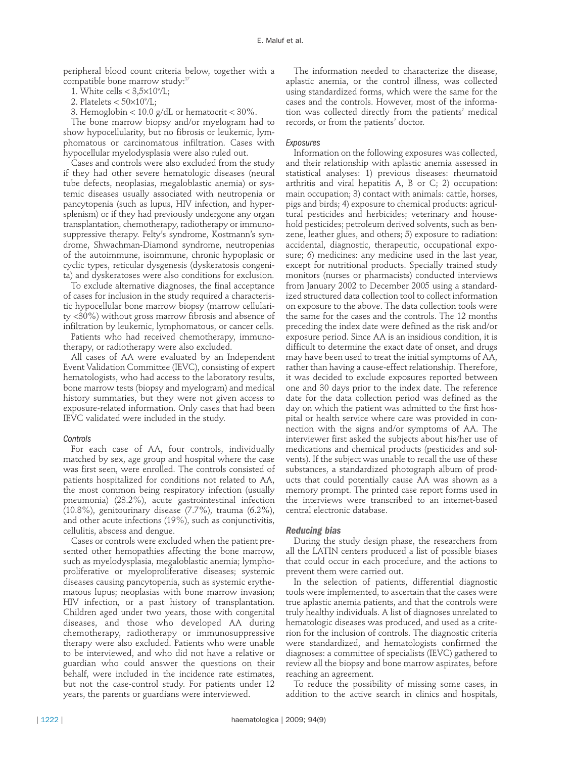peripheral blood count criteria below, together with a compatible bone marrow study:[17]

1. White cells < $3,5 \times 10^9$/L;
2. Platelets < $50 \times 10^9$/L;
3. Hemoglobin < 10.0 g/dL or hematocrit < 30%.

The bone marrow biopsy and/or myelogram had to show hypocellularity, but no fibrosis or leukemic, lymphomatous or carcinomatous infiltration. Cases with hypocellular myelodysplasia were also ruled out.

Cases and controls were also excluded from the study if they had other severe hematologic diseases (neural tube defects, neoplasias, megaloblastic anemia) or systemic diseases usually associated with neutropenia or pancytopenia (such as lupus, HIV infection, and hypersplenism) or if they had previously undergone any organ transplantation, chemotherapy, radiotherapy or immunosuppressive therapy. Felty's syndrome, Kostmann's syndrome, Shwachman-Diamond syndrome, neutropenias of the autoimmune, isoimmune, chronic hypoplasic or cyclic types, reticular dysgenesis (dyskeratosis congenita) and dyskeratoses were also conditions for exclusion.

To exclude alternative diagnoses, the final acceptance of cases for inclusion in the study required a characteristic hypocellular bone marrow biopsy (marrow cellularity <30%) without gross marrow fibrosis and absence of infiltration by leukemic, lymphomatous, or cancer cells.

Patients who had received chemotherapy, immunotherapy, or radiotherapy were also excluded.

All cases of AA were evaluated by an Independent Event Validation Committee (IEVC), consisting of expert hematologists, who had access to the laboratory results, bone marrow tests (biopsy and myelogram) and medical history summaries, but they were not given access to exposure-related information. Only cases that had been IEVC validated were included in the study.

#### *Controls*

For each case of AA, four controls, individually matched by sex, age group and hospital where the case was first seen, were enrolled. The controls consisted of patients hospitalized for conditions not related to AA, the most common being respiratory infection (usually pneumonia) (23.2%), acute gastrointestinal infection (10.8%), genitourinary disease (7.7%), trauma (6.2%), and other acute infections (19%), such as conjunctivitis, cellulitis, abscess and dengue.

Cases or controls were excluded when the patient presented other hemopathies affecting the bone marrow, such as myelodysplasia, megaloblastic anemia; lymphoproliferative or myeloproliferative diseases; systemic diseases causing pancytopenia, such as systemic erythematous lupus; neoplasias with bone marrow invasion; HIV infection, or a past history of transplantation. Children aged under two years, those with congenital diseases, and those who developed AA during chemotherapy, radiotherapy or immunosuppressive therapy were also excluded. Patients who were unable to be interviewed, and who did not have a relative or guardian who could answer the questions on their behalf, were included in the incidence rate estimates, but not the case-control study. For patients under 12 years, the parents or guardians were interviewed.

The information needed to characterize the disease, aplastic anemia, or the control illness, was collected using standardized forms, which were the same for the cases and the controls. However, most of the information was collected directly from the patients' medical records, or from the patients' doctor.

#### *Exposures*

Information on the following exposures was collected, and their relationship with aplastic anemia assessed in statistical analyses: 1) previous diseases: rheumatoid arthritis and viral hepatitis A, B or C; 2) occupation: main occupation; 3) contact with animals: cattle, horses, pigs and birds; 4) exposure to chemical products: agricultural pesticides and herbicides; veterinary and household pesticides; petroleum derived solvents, such as benzene, leather glues, and others; 5) exposure to radiation: accidental, diagnostic, therapeutic, occupational exposure; 6) medicines: any medicine used in the last year, except for nutritional products. Specially trained study monitors (nurses or pharmacists) conducted interviews from January 2002 to December 2005 using a standardized structured data collection tool to collect information on exposure to the above. The data collection tools were the same for the cases and the controls. The 12 months preceding the index date were defined as the risk and/or exposure period. Since AA is an insidious condition, it is difficult to determine the exact date of onset, and drugs may have been used to treat the initial symptoms of AA, rather than having a cause-effect relationship. Therefore, it was decided to exclude exposures reported between one and 30 days prior to the index date. The reference date for the data collection period was defined as the day on which the patient was admitted to the first hospital or health service where care was provided in connection with the signs and/or symptoms of AA. The interviewer first asked the subjects about his/her use of medications and chemical products (pesticides and solvents). If the subject was unable to recall the use of these substances, a standardized photograph album of products that could potentially cause AA was shown as a memory prompt. The printed case report forms used in the interviews were transcribed to an internet-based central electronic database.

### *Reducing bias*

During the study design phase, the researchers from all the LATIN centers produced a list of possible biases that could occur in each procedure, and the actions to prevent them were carried out.

In the selection of patients, differential diagnostic tools were implemented, to ascertain that the cases were true aplastic anemia patients, and that the controls were truly healthy individuals. A list of diagnoses unrelated to hematologic diseases was produced, and used as a criterion for the inclusion of controls. The diagnostic criteria were standardized, and hematologists confirmed the diagnoses: a committee of specialists (IEVC) gathered to review all the biopsy and bone marrow aspirates, before reaching an agreement.

To reduce the possibility of missing some cases, in addition to the active search in clinics and hospitals,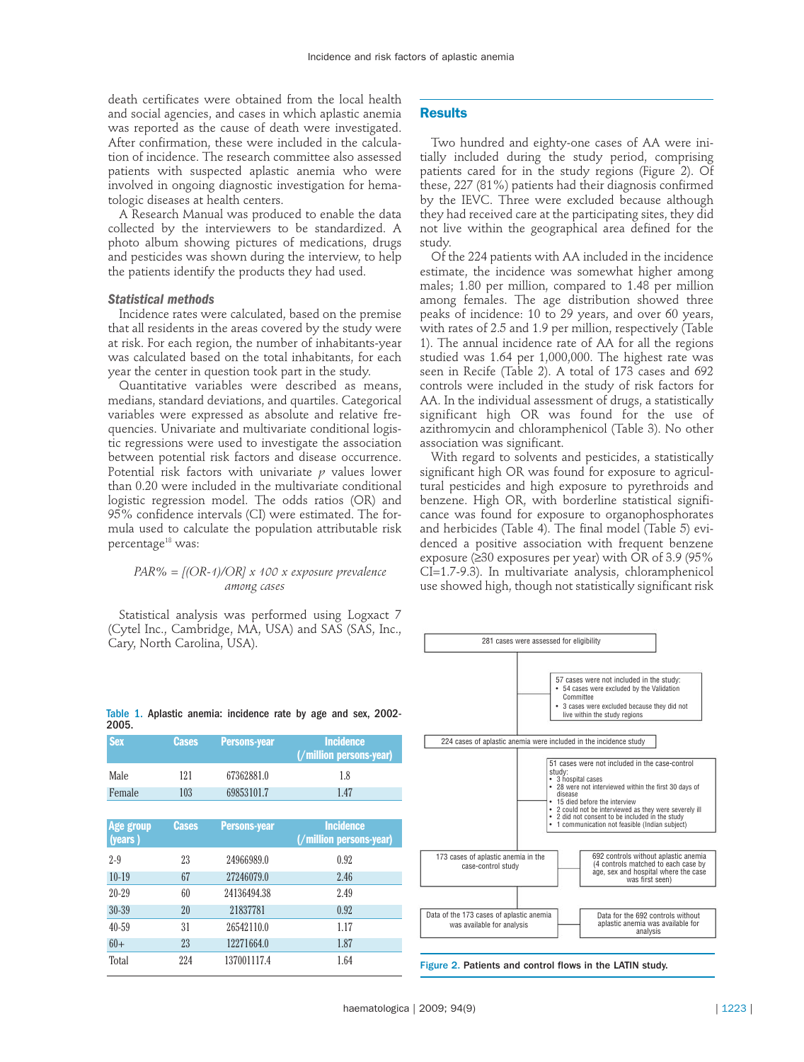death certificates were obtained from the local health and social agencies, and cases in which aplastic anemia was reported as the cause of death were investigated. After confirmation, these were included in the calculation of incidence. The research committee also assessed patients with suspected aplastic anemia who were involved in ongoing diagnostic investigation for hematologic diseases at health centers.

A Research Manual was produced to enable the data collected by the interviewers to be standardized. A photo album showing pictures of medications, drugs and pesticides was shown during the interview, to help the patients identify the products they had used.

### *Statistical methods*

Incidence rates were calculated, based on the premise that all residents in the areas covered by the study were at risk. For each region, the number of inhabitants-year was calculated based on the total inhabitants, for each year the center in question took part in the study.

Quantitative variables were described as means, medians, standard deviations, and quartiles. Categorical variables were expressed as absolute and relative frequencies. Univariate and multivariate conditional logistic regressions were used to investigate the association between potential risk factors and disease occurrence. Potential risk factors with univariate $p$ values lower than 0.20 were included in the multivariate conditional logistic regression model. The odds ratios (OR) and 95% confidence intervals (CI) were estimated. The formula used to calculate the population attributable risk percentage[18] was:

$$PAR\% = [(OR\text{-}1)/OR] \times 100 \times \text{exposure prevalence among cases}$$

Statistical analysis was performed using Logxact 7 (Cytel Inc., Cambridge, MA, USA) and SAS (SAS, Inc., Cary, North Carolina, USA).

Table 1. Aplastic anemia: incidence rate by age and sex, 2002-2005.

| Sex | Cases | Persons-year | Incidence (/million persons-year) |
|---|---|---|---|
| Male | 121 | 67362881.0 | 1.8 |
| Female | 103 | 69853101.7 | 1.47 |

| Age group (years ) | Cases | Persons-year | Incidence (/million persons-year) |
|---|---|---|---|
| 2-9 | 23 | 24966989.0 | 0.92 |
| 10-19 | 67 | 27246079.0 | 2.46 |
| 20-29 | 60 | 24136494.38 | 2.49 |
| 30-39 | 20 | 21837781 | 0.92 |
| 40-59 | 31 | 26542110.0 | 1.17 |
| 60+ | 23 | 12271664.0 | 1.87 |
| Total | 224 | 137001117.4 | 1.64 |

## Results

Two hundred and eighty-one cases of AA were initially included during the study period, comprising patients cared for in the study regions (Figure 2). Of these, 227 (81%) patients had their diagnosis confirmed by the IEVC. Three were excluded because although they had received care at the participating sites, they did not live within the geographical area defined for the study.

Of the 224 patients with AA included in the incidence estimate, the incidence was somewhat higher among males; 1.80 per million, compared to 1.48 per million among females. The age distribution showed three peaks of incidence: 10 to 29 years, and over 60 years, with rates of 2.5 and 1.9 per million, respectively (Table 1). The annual incidence rate of AA for all the regions studied was 1.64 per 1,000,000. The highest rate was seen in Recife (Table 2). A total of 173 cases and 692 controls were included in the study of risk factors for AA. In the individual assessment of drugs, a statistically significant high OR was found for the use of azithromycin and chloramphenicol (Table 3). No other association was significant.

With regard to solvents and pesticides, a statistically significant high OR was found for exposure to agricultural pesticides and high exposure to pyrethroids and benzene. High OR, with borderline statistical significance was found for exposure to organophosphorates and herbicides (Table 4). The final model (Table 5) evidenced a positive association with frequent benzene exposure (≥30 exposures per year) with OR of 3.9 (95% CI=1.7-9.3). In multivariate analysis, chloramphenicol use showed high, though not statistically significant risk

281 cases were assessed for eligibility

57 cases were not included in the study:
- 54 cases were excluded by the Validation Committee
- 3 cases were excluded because they did not live within the study regions

224 cases of aplastic anemia were included in the incidence study

51 cases were not included in the case-control study:
- 3 hospital cases
- 28 were not interviewed within the first 30 days of disease
- 15 died before the interview
- 2 could not be interviewed as they were severely ill
- 2 did not consent to be included in the study
- 1 communication not feasible (Indian subject)

173 cases of aplastic anemia in the case-control study

692 controls without aplastic anemia (4 controls matched to each case by age, sex and hospital where the case was first seen)

Data of the 173 cases of aplastic anemia was available for analysis

Data for the 692 controls without aplastic anemia was available for analysis

Figure 2. Patients and control flows in the LATIN study.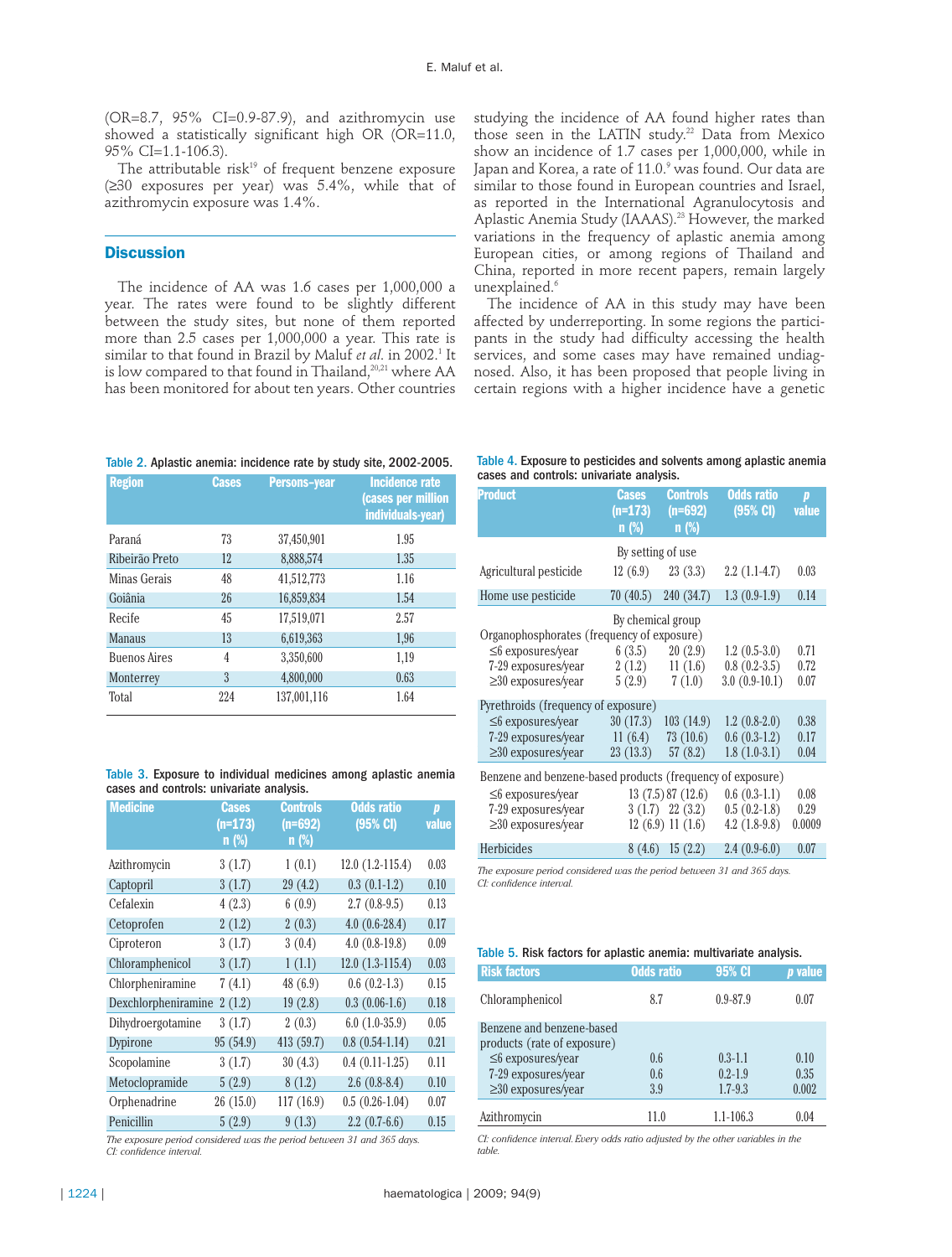(OR=8.7, 95% CI=0.9-87.9), and azithromycin use showed a statistically significant high OR (OR=11.0, 95% CI=1.1-106.3).

The attributable risk[19] of frequent benzene exposure (≥30 exposures per year) was 5.4%, while that of azithromycin exposure was 1.4%.

## Discussion

The incidence of AA was 1.6 cases per 1,000,000 a year. The rates were found to be slightly different between the study sites, but none of them reported more than 2.5 cases per 1,000,000 a year. This rate is similar to that found in Brazil by Maluf *et al.* in 2002.[1] It is low compared to that found in Thailand,[20,21] where AA has been monitored for about ten years. Other countries studying the incidence of AA found higher rates than those seen in the LATIN study.[22] Data from Mexico show an incidence of 1.7 cases per 1,000,000, while in Japan and Korea, a rate of 11.0.[9] was found. Our data are similar to those found in European countries and Israel, as reported in the International Agranulocytosis and Aplastic Anemia Study (IAAAS).[23] However, the marked variations in the frequency of aplastic anemia among European cities, or among regions of Thailand and China, reported in more recent papers, remain largely unexplained.[6]

The incidence of AA in this study may have been affected by underreporting. In some regions the participants in the study had difficulty accessing the health services, and some cases may have remained undiagnosed. Also, it has been proposed that people living in certain regions with a higher incidence have a genetic

**Table 2.** Aplastic anemia: incidence rate by study site, 2002-2005.

| Region | Cases | Persons-year | Incidence rate (cases per million individuals-year) |
|---|---|---|---|
| Paraná | 73 | 37,450,901 | 1.95 |
| Ribeirão Preto | 12 | 8,888,574 | 1.35 |
| Minas Gerais | 48 | 41,512,773 | 1.16 |
| Goiânia | 26 | 16,859,834 | 1.54 |
| Recife | 45 | 17,519,071 | 2.57 |
| Manaus | 13 | 6,619,363 | 1,96 |
| Buenos Aires | 4 | 3,350,600 | 1,19 |
| Monterrey | 3 | 4,800,000 | 0.63 |
| Total | 224 | 137,001,116 | 1.64 |

**Table 3.** Exposure to individual medicines among aplastic anemia cases and controls: univariate analysis.

| Medicine | Cases (n=173) n (%) | Controls (n=692) n (%) | Odds ratio (95% CI) | p value |
|---|---|---|---|---|
| Azithromycin | 3 (1.7) | 1 (0.1) | 12.0 (1.2-115.4) | 0.03 |
| Captopril | 3 (1.7) | 29 (4.2) | 0.3 (0.1-1.2) | 0.10 |
| Cefalexin | 4 (2.3) | 6 (0.9) | 2.7 (0.8-9.5) | 0.13 |
| Cetoprofen | 2 (1.2) | 2 (0.3) | 4.0 (0.6-28.4) | 0.17 |
| Ciproteron | 3 (1.7) | 3 (0.4) | 4.0 (0.8-19.8) | 0.09 |
| Chloramphenicol | 3 (1.7) | 1 (1.1) | 12.0 (1.3-115.4) | 0.03 |
| Chlorpheniramine | 7 (4.1) | 48 (6.9) | 0.6 (0.2-1.3) | 0.15 |
| Dexchlorpheniramine | 2 (1.2) | 19 (2.8) | 0.3 (0.06-1.6) | 0.18 |
| Dihydroergotamine | 3 (1.7) | 2 (0.3) | 6.0 (1.0-35.9) | 0.05 |
| Dypirone | 95 (54.9) | 413 (59.7) | 0.8 (0.54-1.14) | 0.21 |
| Scopolamine | 3 (1.7) | 30 (4.3) | 0.4 (0.11-1.25) | 0.11 |
| Metoclopramide | 5 (2.9) | 8 (1.2) | 2.6 (0.8-8.4) | 0.10 |
| Orphenadrine | 26 (15.0) | 117 (16.9) | 0.5 (0.26-1.04) | 0.07 |
| Penicillin | 5 (2.9) | 9 (1.3) | 2.2 (0.7-6.6) | 0.15 |

*The exposure period considered was the period between 31 and 365 days.*
*CI: confidence interval.*

**Table 4.** Exposure to pesticides and solvents among aplastic anemia cases and controls: univariate analysis.

| Product | Cases (n=173) n (%) | Controls (n=692) n (%) | Odds ratio (95% CI) | p value |
|---|---|---|---|---|
| By setting of use | | | | |
| Agricultural pesticide | 12 (6.9) | 23 (3.3) | 2.2 (1.1-4.7) | 0.03 |
| Home use pesticide | 70 (40.5) | 240 (34.7) | 1.3 (0.9-1.9) | 0.14 |
| By chemical group | | | | |
| Organophosphorates (frequency of exposure) | | | | |
| ≤6 exposures/year | 6 (3.5) | 20 (2.9) | 1.2 (0.5-3.0) | 0.71 |
| 7-29 exposures/year | 2 (1.2) | 11 (1.6) | 0.8 (0.2-3.5) | 0.72 |
| ≥30 exposures/year | 5 (2.9) | 7 (1.0) | 3.0 (0.9-10.1) | 0.07 |
| Pyrethroids (frequency of exposure) | | | | |
| ≤6 exposures/year | 30 (17.3) | 103 (14.9) | 1.2 (0.8-2.0) | 0.38 |
| 7-29 exposures/year | 11 (6.4) | 73 (10.6) | 0.6 (0.3-1.2) | 0.17 |
| ≥30 exposures/year | 23 (13.3) | 57 (8.2) | 1.8 (1.0-3.1) | 0.04 |
| Benzene and benzene-based products (frequency of exposure) | | | | |
| ≤6 exposures/year | 13 (7.5) | 87 (12.6) | 0.6 (0.3-1.1) | 0.08 |
| 7-29 exposures/year | 3 (1.7) | 22 (3.2) | 0.5 (0.2-1.8) | 0.29 |
| ≥30 exposures/year | 12 (6.9) | 11 (1.6) | 4.2 (1.8-9.8) | 0.0009 |
| Herbicides | 8 (4.6) | 15 (2.2) | 2.4 (0.9-6.0) | 0.07 |

*The exposure period considered was the period between 31 and 365 days.*
*CI: confidence interval.*

**Table 5.** Risk factors for aplastic anemia: multivariate analysis.

| Risk factors | Odds ratio | 95% CI | p value |
|---|---|---|---|
| Chloramphenicol | 8.7 | 0.9-87.9 | 0.07 |
| Benzene and benzene-based products (rate of exposure) | | | |
| ≤6 exposures/year | 0.6 | 0.3-1.1 | 0.10 |
| 7-29 exposures/year | 0.6 | 0.2-1.9 | 0.35 |
| ≥30 exposures/year | 3.9 | 1.7-9.3 | 0.002 |
| Azithromycin | 11.0 | 1.1-106.3 | 0.04 |

*CI: confidence interval. Every odds ratio adjusted by the other variables in the table.*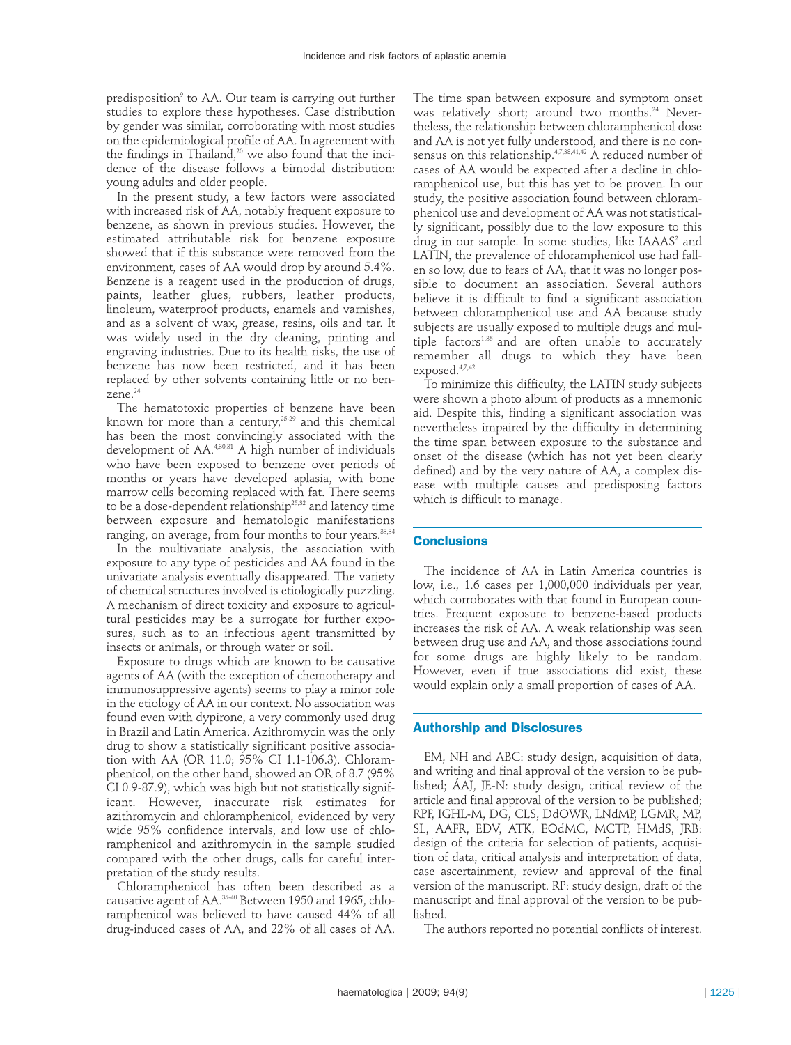predisposition[9] to AA. Our team is carrying out further studies to explore these hypotheses. Case distribution by gender was similar, corroborating with most studies on the epidemiological profile of AA. In agreement with the findings in Thailand,[20] we also found that the incidence of the disease follows a bimodal distribution: young adults and older people.

In the present study, a few factors were associated with increased risk of AA, notably frequent exposure to benzene, as shown in previous studies. However, the estimated attributable risk for benzene exposure showed that if this substance were removed from the environment, cases of AA would drop by around 5.4%. Benzene is a reagent used in the production of drugs, paints, leather glues, rubbers, leather products, linoleum, waterproof products, enamels and varnishes, and as a solvent of wax, grease, resins, oils and tar. It was widely used in the dry cleaning, printing and engraving industries. Due to its health risks, the use of benzene has now been restricted, and it has been replaced by other solvents containing little or no benzene.[24]

The hematotoxic properties of benzene have been known for more than a century,[25-29] and this chemical has been the most convincingly associated with the development of AA.[4,30,31] A high number of individuals who have been exposed to benzene over periods of months or years have developed aplasia, with bone marrow cells becoming replaced with fat. There seems to be a dose-dependent relationship[25,32] and latency time between exposure and hematologic manifestations ranging, on average, from four months to four years.[33,34]

In the multivariate analysis, the association with exposure to any type of pesticides and AA found in the univariate analysis eventually disappeared. The variety of chemical structures involved is etiologically puzzling. A mechanism of direct toxicity and exposure to agricultural pesticides may be a surrogate for further exposures, such as to an infectious agent transmitted by insects or animals, or through water or soil.

Exposure to drugs which are known to be causative agents of AA (with the exception of chemotherapy and immunosuppressive agents) seems to play a minor role in the etiology of AA in our context. No association was found even with dypirone, a very commonly used drug in Brazil and Latin America. Azithromycin was the only drug to show a statistically significant positive association with AA (OR 11.0; 95% CI 1.1-106.3). Chloramphenicol, on the other hand, showed an OR of 8.7 (95% CI 0.9-87.9), which was high but not statistically significant. However, inaccurate risk estimates for azithromycin and chloramphenicol, evidenced by very wide 95% confidence intervals, and low use of chloramphenicol and azithromycin in the sample studied compared with the other drugs, calls for careful interpretation of the study results.

Chloramphenicol has often been described as a causative agent of AA.[35-40] Between 1950 and 1965, chloramphenicol was believed to have caused 44% of all drug-induced cases of AA, and 22% of all cases of AA. The time span between exposure and symptom onset was relatively short; around two months.[24] Nevertheless, the relationship between chloramphenicol dose and AA is not yet fully understood, and there is no consensus on this relationship.[4,7,38,41,42] A reduced number of cases of AA would be expected after a decline in chloramphenicol use, but this has yet to be proven. In our study, the positive association found between chloramphenicol use and development of AA was not statistically significant, possibly due to the low exposure to this drug in our sample. In some studies, like IAAAS[2] and LATIN, the prevalence of chloramphenicol use had fallen so low, due to fears of AA, that it was no longer possible to document an association. Several authors believe it is difficult to find a significant association between chloramphenicol use and AA because study subjects are usually exposed to multiple drugs and multiple factors[1,35] and are often unable to accurately remember all drugs to which they have been exposed.[4,7,42]

To minimize this difficulty, the LATIN study subjects were shown a photo album of products as a mnemonic aid. Despite this, finding a significant association was nevertheless impaired by the difficulty in determining the time span between exposure to the substance and onset of the disease (which has not yet been clearly defined) and by the very nature of AA, a complex disease with multiple causes and predisposing factors which is difficult to manage.

## Conclusions

The incidence of AA in Latin America countries is low, i.e., 1.6 cases per 1,000,000 individuals per year, which corroborates with that found in European countries. Frequent exposure to benzene-based products increases the risk of AA. A weak relationship was seen between drug use and AA, and those associations found for some drugs are highly likely to be random. However, even if true associations did exist, these would explain only a small proportion of cases of AA.

## Authorship and Disclosures

EM, NH and ABC: study design, acquisition of data, and writing and final approval of the version to be published; ÁAJ, JE-N: study design, critical review of the article and final approval of the version to be published; RPF, IGHL-M, DG, CLS, DdOWR, LNdMP, LGMR, MP, SL, AAFR, EDV, ATK, EOdMC, MCTP, HMdS, JRB: design of the criteria for selection of patients, acquisition of data, critical analysis and interpretation of data, case ascertainment, review and approval of the final version of the manuscript. RP: study design, draft of the manuscript and final approval of the version to be published.

The authors reported no potential conflicts of interest.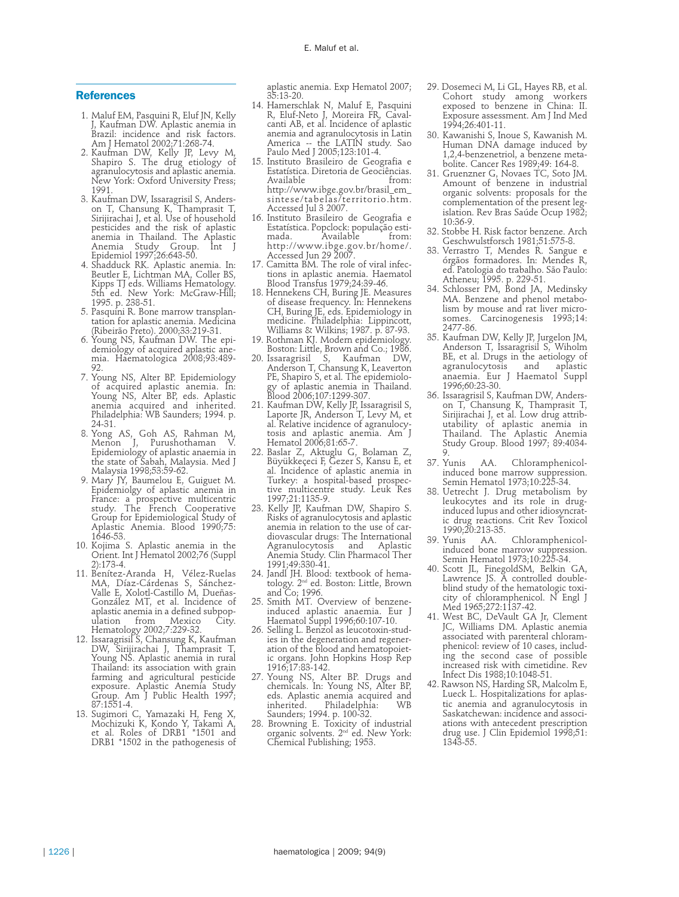## References

1. Maluf EM, Pasquini R, Eluf JN, Kelly J, Kaufman DW. Aplastic anemia in Brazil: incidence and risk factors. Am J Hematol 2002;71:268-74.
2. Kaufman DW, Kelly JP, Levy M, Shapiro S. The drug etiology of agranulocytosis and aplastic anemia. New York: Oxford University Press; 1991.
3. Kaufman DW, Issaragrisil S, Anderson T, Chansung K, Thamprasit T, Sirijirachai J, et al. Use of household pesticides and the risk of aplastic anemia in Thailand. The Aplastic Anemia Study Group. Int J Epidemiol 1997;26:643-50.
4. Shadduck RK. Aplastic anemia. In: Beutler E, Lichtman MA, Coller BS, Kipps TJ eds. Williams Hematology. 5th ed. New York: McGraw-Hill; 1995. p. 238-51.
5. Pasquini R. Bone marrow transplantation for aplastic anemia. Medicina (Ribeirão Preto). 2000;33:219-31.
6. Young NS, Kaufman DW. The epidemiology of acquired aplastic anemia. Haematologica 2008;93:489-92.
7. Young NS, Alter BP. Epidemiology of acquired aplastic anemia. In: Young NS, Alter BP, eds. Aplastic anemia acquired and inherited. Philadelphia: WB Saunders; 1994. p. 24-31.
8. Yong AS, Goh AS, Rahman M, Menon J, Purushothaman V. Epidemiology of aplastic anaemia in the state of Sabah, Malaysia. Med J Malaysia 1998;53:59-62.
9. Mary JY, Baumelou E, Guiguet M. Epidemiolgy of aplastic anemia in France: a prospective multicentric study. The French Cooperative Group for Epidemiological Study of Aplastic Anemia. Blood 1990;75: 1646-53.
10. Kojima S. Aplastic anemia in the Orient. Int J Hematol 2002;76 (Suppl 2):173-4.
11. Benítez-Aranda H, Vélez-Ruelas MA, Díaz-Cárdenas S, Sánchez-Valle E, Xolotl-Castillo M, Dueñas-González MT, et al. Incidence of aplastic anemia in a defined subpopulation from Mexico City. Hematology 2002;7:229-32.
12. Issaragrisil S, Chansung K, Kaufman DW, Sirijirachai J, Thamprasit T, Young NS. Aplastic anemia in rural Thailand: its association with grain farming and agricultural pesticide exposure. Aplastic Anemia Study Group. Am J Public Health 1997; 87:1551-4.
13. Sugimori C, Yamazaki H, Feng X, Mochizuki K, Kondo Y, Takami A, et al. Roles of DRB1 *1501 and DRB1 *1502 in the pathogenesis of aplastic anemia. Exp Hematol 2007; 35:13-20.
14. Hamerschlak N, Maluf E, Pasquini R, Eluf-Neto J, Moreira FR, Cavalcanti AB, et al. Incidence of aplastic anemia and agranulocytosis in Latin America -- the LATIN study. Sao Paulo Med J 2005;123:101-4.
15. Instituto Brasileiro de Geografia e Estatística. Diretoria de Geociências. Available from: http://www.ibge.gov.br/brasil_em_sintese/tabelas/territorio.htm. Accessed Jul 3 2007.
16. Instituto Brasileiro de Geografia e Estatística. Popclock: população estimada. Available from: http://www.ibge.gov.br/home/. Accessed Jun 29 2007.
17. Camitta BM. The role of viral infections in aplastic anemia. Haematol Blood Transfus 1979;24:39-46.
18. Hennekens CH, Buring JE. Measures of disease frequency. In: Hennekens CH, Buring JE, eds. Epidemiology in medicine. Philadelphia: Lippincott, Williams & Wilkins; 1987. p. 87-93.
19. Rothman KJ. Modern epidemiology. Boston: Little, Brown and Co.; 1986.
20. Issaragrisil S, Kaufman DW, Anderson T, Chansung K, Leaverton PE, Shapiro S, et al. The epidemiology of aplastic anemia in Thailand. Blood 2006;107:1299-307.
21. Kaufman DW, Kelly JP, Issaragrisil S, Laporte JR, Anderson T, Levy M, et al. Relative incidence of agranulocytosis and aplastic anemia. Am J Hematol 2006;81:65-7.
22. Baslar Z, Aktuglu G, Bolaman Z, Büyükkeçeci F, Gezer S, Kansu E, et al. Incidence of aplastic anemia in Turkey: a hospital-based prospective multicentre study. Leuk Res 1997;21:1135-9.
23. Kelly JP, Kaufman DW, Shapiro S. Risks of agranulocytosis and aplastic anemia in relation to the use of cardiovascular drugs: The International Agranulocytosis and Aplastic Anemia Study. Clin Pharmacol Ther 1991;49:330-41.
24. Jandl JH. Blood: textbook of hematology. 2nd ed. Boston: Little, Brown and Co; 1996.
25. Smith MT. Overview of benzene-induced aplastic anaemia. Eur J Haematol Suppl 1996;60:107-10.
26. Selling L. Benzol as leucotoxin-studies in the degeneration and regeneration of the blood and hematopoietic organs. John Hopkins Hosp Rep 1916;17:83-142.
27. Young NS, Alter BP. Drugs and chemicals. In: Young NS, Alter BP, eds. Aplastic anemia acquired and inherited. Philadelphia: WB Saunders; 1994. p. 100-32.
28. Browning E. Toxicity of industrial organic solvents. 2nd ed. New York: Chemical Publishing; 1953.
29. Dosemeci M, Li GL, Hayes RB, et al. Cohort study among workers exposed to benzene in China: II. Exposure assessment. Am J Ind Med 1994;26:401-11.
30. Kawanishi S, Inoue S, Kawanish M. Human DNA damage induced by 1,2,4-benzenetriol, a benzene metabolite. Cancer Res 1989;49: 164-8.
31. Gruenzner G, Novaes TC, Soto JM. Amount of benzene in industrial organic solvents: proposals for the complementation of the present legislation. Rev Bras Saúde Ocup 1982; 10:36-9.
32. Stobbe H. Risk factor benzene. Arch Geschwulstforsch 1981;51:575-8.
33. Verrastro T, Mendes R. Sangue e órgãos formadores. In: Mendes R, ed. Patologia do trabalho. São Paulo: Atheneu; 1995. p. 229-51.
34. Schlosser PM, Bond JA, Medinsky MA. Benzene and phenol metabolism by mouse and rat liver microsomes. Carcinogenesis 1993;14: 2477-86.
35. Kaufman DW, Kelly JP, Jurgelon JM, Anderson T, Issaragrisil S, Wiholm BE, et al. Drugs in the aetiology of agranulocytosis and aplastic anaemia. Eur J Haematol Suppl 1996;60:23-30.
36. Issaragrisil S, Kaufman DW, Anderson T, Chansung K, Thamprasit T, Sirijirachai J, et al. Low drug attributability of aplastic anemia in Thailand. The Aplastic Anemia Study Group. Blood 1997; 89:4034-9.
37. Yunis AA. Chloramphenicol-induced bone marrow suppression. Semin Hematol 1973;10:225-34.
38. Uetrecht J. Drug metabolism by leukocytes and its role in drug-induced lupus and other idiosyncratic drug reactions. Crit Rev Toxicol 1990;20:213-35.
39. Yunis AA. Chloramphenicol-induced bone marrow suppression. Semin Hematol 1973;10:225-34.
40. Scott JL, FinegoldSM, Belkin GA, Lawrence JS. A controlled double-blind study of the hematologic toxicity of chloramphenicol. N Engl J Med 1965;272:1137-42.
41. West BC, DeVault GA Jr, Clement JC, Williams DM. Aplastic anemia associated with parenteral chloramphenicol: review of 10 cases, including the second case of possible increased risk with cimetidine. Rev Infect Dis 1988;10:1048-51.
42. Rawson NS, Harding SR, Malcolm E, Lueck L. Hospitalizations for aplastic anemia and agranulocytosis in Saskatchewan: incidence and associations with antecedent prescription drug use. J Clin Epidemiol 1998;51: 1343-55.